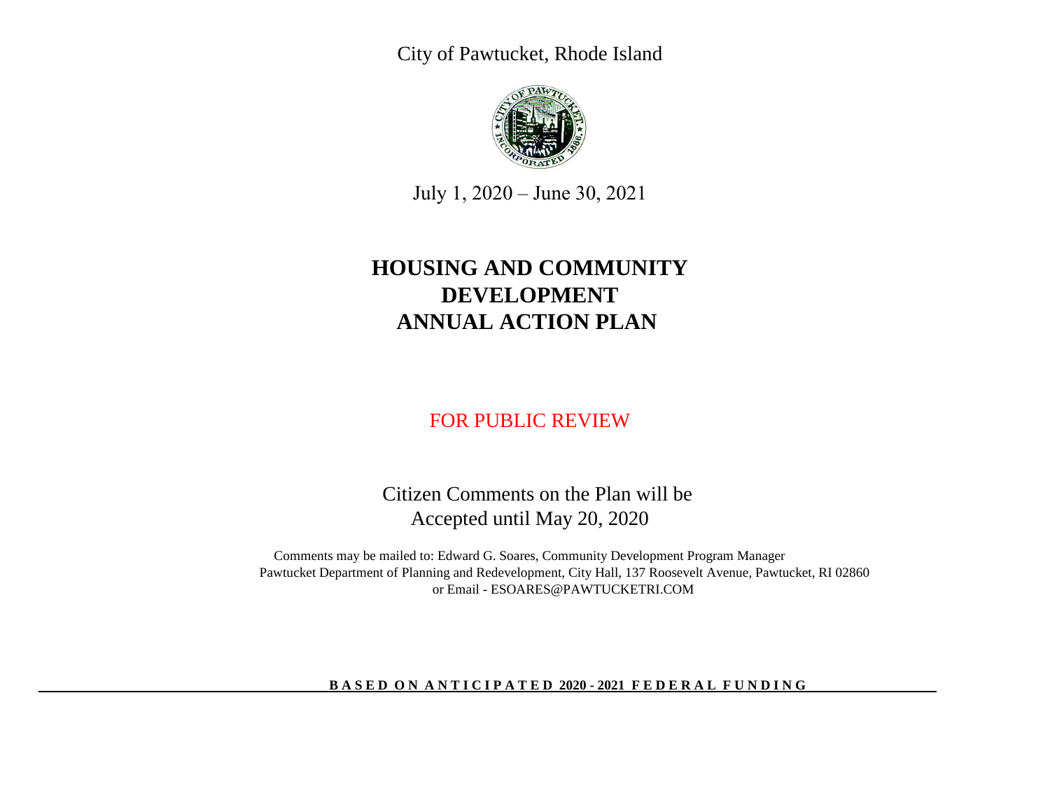City of Pawtucket, Rhode Island

July 1, 2020 – June 30, 2021

# HOUSING AND COMMUNITY DEVELOPMENT ANNUAL ACTION PLAN

FOR PUBLIC REVIEW

Citizen Comments on the Plan will be Accepted until May 20, 2020

Comments may be mailed to: Edward G. Soares, Community Development Program Manager
Pawtucket Department of Planning and Redevelopment, City Hall, 137 Roosevelt Avenue, Pawtucket, RI 02860
or Email - ESOARES@PAWTUCKETRI.COM

**BASED ON ANTICIPATED 2020 - 2021 FEDERAL FUNDING**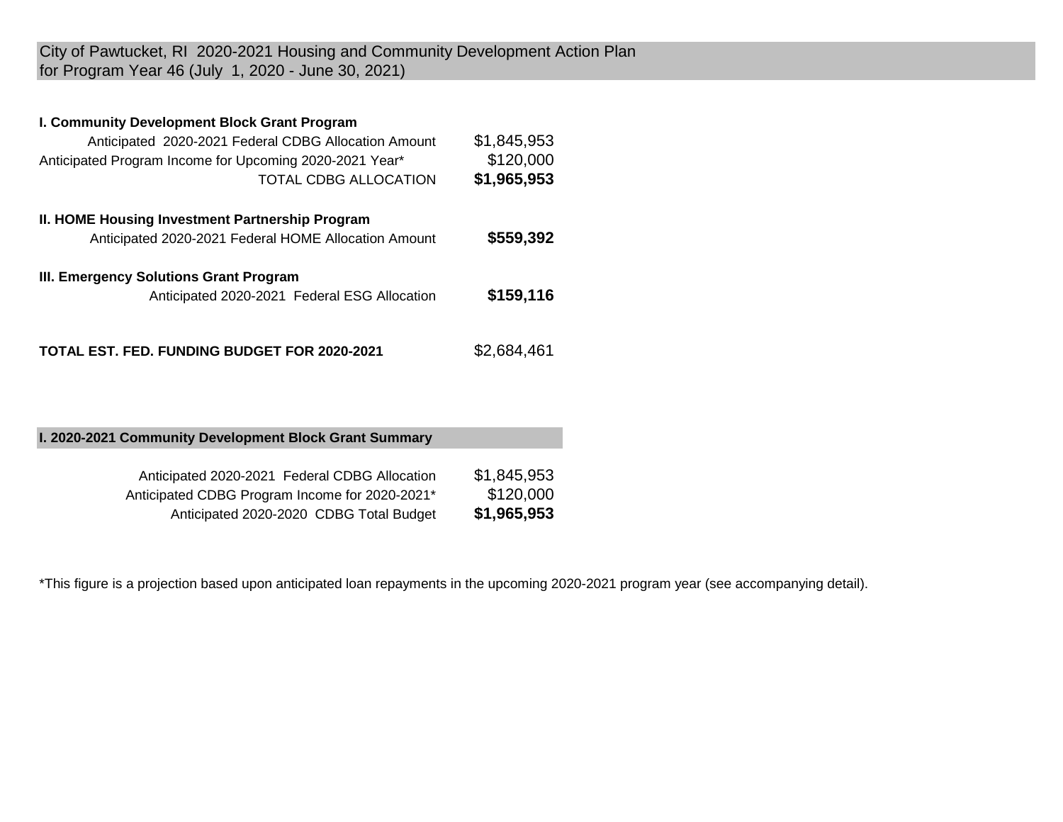City of Pawtucket, RI 2020-2021 Housing and Community Development Action Plan
for Program Year 46 (July 1, 2020 - June 30, 2021)

| | |
|---|---|
| **I. Community Development Block Grant Program** | |
| Anticipated 2020-2021 Federal CDBG Allocation Amount | $1,845,953 |
| Anticipated Program Income for Upcoming 2020-2021 Year* | $120,000 |
| TOTAL CDBG ALLOCATION | **$1,965,953** |
| **II. HOME Housing Investment Partnership Program** | |
| Anticipated 2020-2021 Federal HOME Allocation Amount | **$559,392** |
| **III. Emergency Solutions Grant Program** | |
| Anticipated 2020-2021 Federal ESG Allocation | **$159,116** |
| **TOTAL EST. FED. FUNDING BUDGET FOR 2020-2021** | $2,684,461 |

**I. 2020-2021 Community Development Block Grant Summary**

| | |
|---|---|
| Anticipated 2020-2021 Federal CDBG Allocation | $1,845,953 |
| Anticipated CDBG Program Income for 2020-2021* | $120,000 |
| Anticipated 2020-2020 CDBG Total Budget | **$1,965,953** |

*This figure is a projection based upon anticipated loan repayments in the upcoming 2020-2021 program year (see accompanying detail).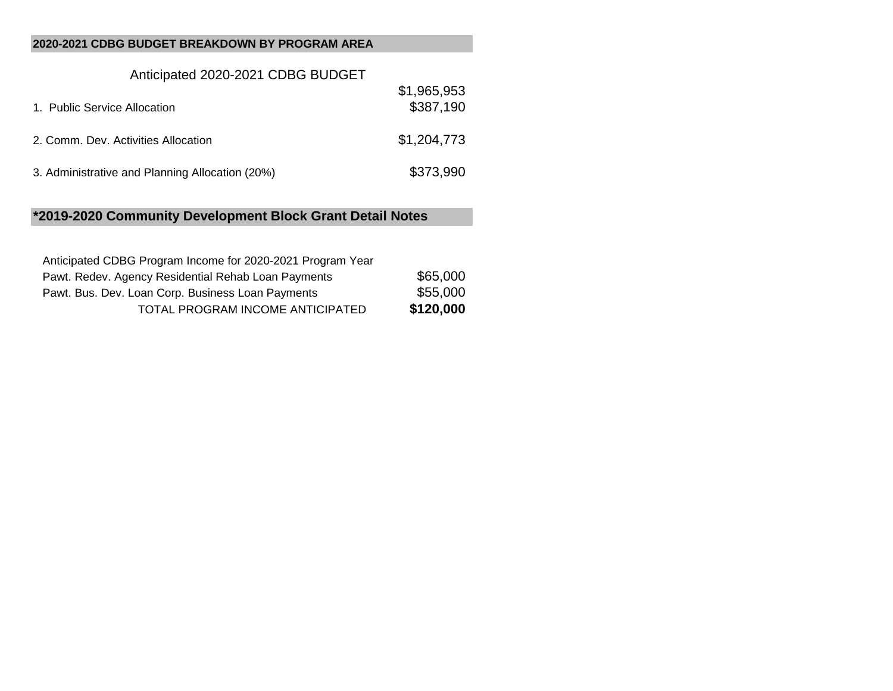## 2020-2021 CDBG BUDGET BREAKDOWN BY PROGRAM AREA

| Anticipated 2020-2021 CDBG BUDGET | $1,965,953 |
|---|---|
| 1. Public Service Allocation | $387,190 |
| 2. Comm. Dev. Activities Allocation | $1,204,773 |
| 3. Administrative and Planning Allocation (20%) | $373,990 |

## *2019-2020 Community Development Block Grant Detail Notes

| Anticipated CDBG Program Income for 2020-2021 Program Year | |
|---|---|
| Pawt. Redev. Agency Residential Rehab Loan Payments | $65,000 |
| Pawt. Bus. Dev. Loan Corp. Business Loan Payments | $55,000 |
| TOTAL PROGRAM INCOME ANTICIPATED | **$120,000** |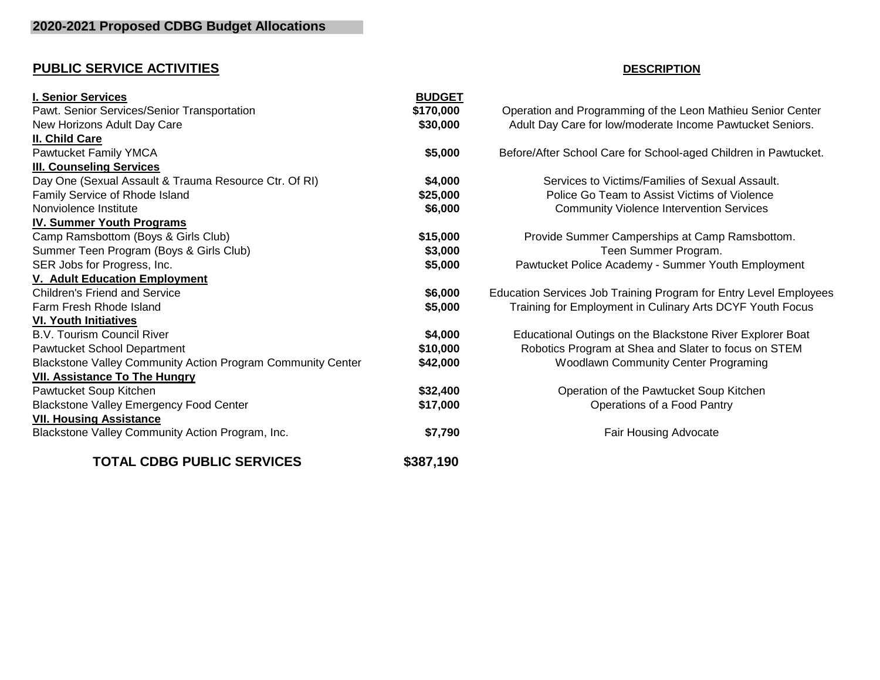## 2020-2021 Proposed CDBG Budget Allocations

| PUBLIC SERVICE ACTIVITIES | | DESCRIPTION |
|---|---|---|
| **I. Senior Services** | **BUDGET** | |
| Pawt. Senior Services/Senior Transportation | **$170,000** | Operation and Programming of the Leon Mathieu Senior Center |
| New Horizons Adult Day Care | **$30,000** | Adult Day Care for low/moderate Income Pawtucket Seniors. |
| **II. Child Care** | | |
| Pawtucket Family YMCA | **$5,000** | Before/After School Care for School-aged Children in Pawtucket. |
| **III. Counseling Services** | | |
| Day One (Sexual Assault & Trauma Resource Ctr. Of RI) | **$4,000** | Services to Victims/Families of Sexual Assault. |
| Family Service of Rhode Island | **$25,000** | Police Go Team to Assist Victims of Violence |
| Nonviolence Institute | **$6,000** | Community Violence Intervention Services |
| **IV. Summer Youth Programs** | | |
| Camp Ramsbottom (Boys & Girls Club) | **$15,000** | Provide Summer Camperships at Camp Ramsbottom. |
| Summer Teen Program (Boys & Girls Club) | **$3,000** | Teen Summer Program. |
| SER Jobs for Progress, Inc. | **$5,000** | Pawtucket Police Academy - Summer Youth Employment |
| **V. Adult Education Employment** | | |
| Children's Friend and Service | **$6,000** | Education Services Job Training Program for Entry Level Employees |
| Farm Fresh Rhode Island | **$5,000** | Training for Employment in Culinary Arts DCYF Youth Focus |
| **VI. Youth Initiatives** | | |
| B.V. Tourism Council River | **$4,000** | Educational Outings on the Blackstone River Explorer Boat |
| Pawtucket School Department | **$10,000** | Robotics Program at Shea and Slater to focus on STEM |
| Blackstone Valley Community Action Program Community Center | **$42,000** | Woodlawn Community Center Programing |
| **VII. Assistance To The Hungry** | | |
| Pawtucket Soup Kitchen | **$32,400** | Operation of the Pawtucket Soup Kitchen |
| Blackstone Valley Emergency Food Center | **$17,000** | Operations of a Food Pantry |
| **VII. Housing Assistance** | | |
| Blackstone Valley Community Action Program, Inc. | **$7,790** | Fair Housing Advocate |
| **TOTAL CDBG PUBLIC SERVICES** | **$387,190** | |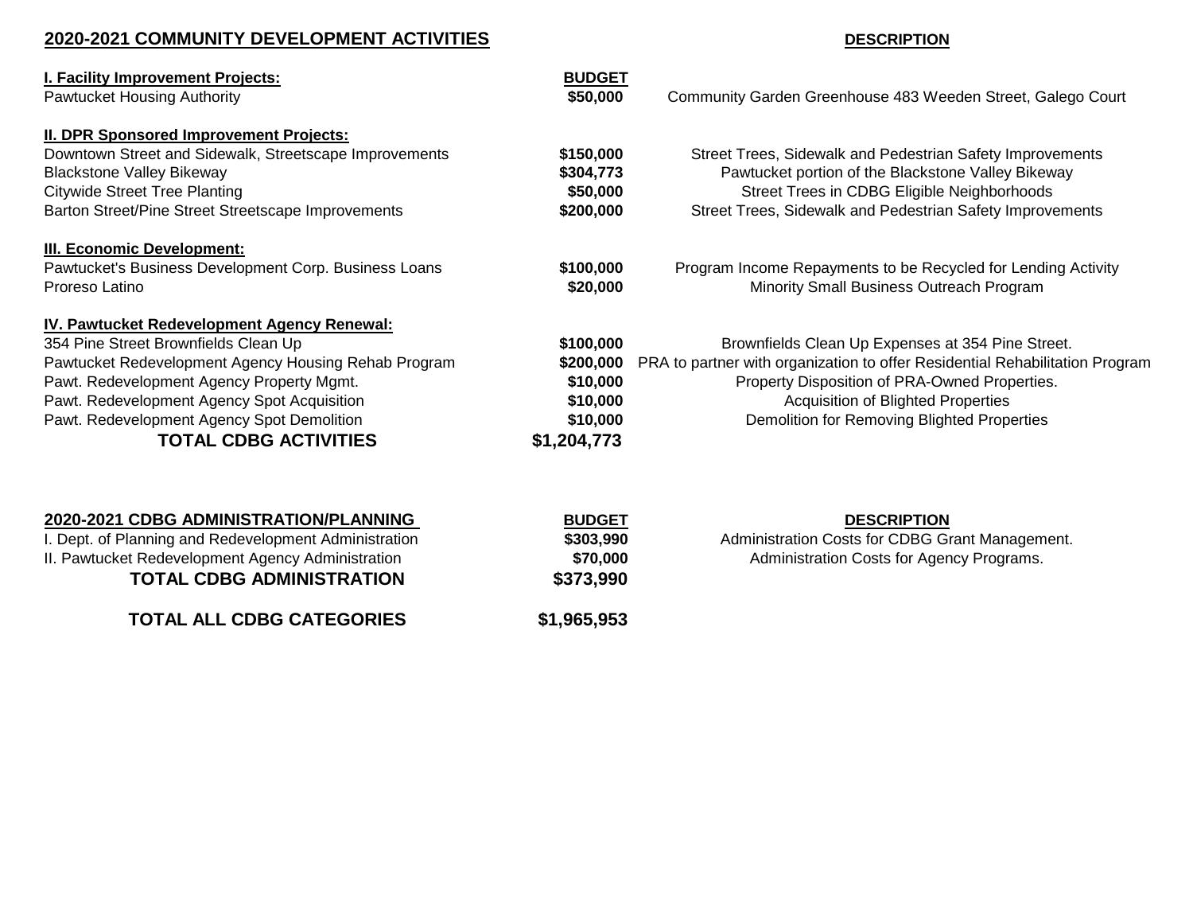## 2020-2021 COMMUNITY DEVELOPMENT ACTIVITIES

| | BUDGET | DESCRIPTION |
|---|---|---|
| **I. Facility Improvement Projects:** | | |
| Pawtucket Housing Authority | $50,000 | Community Garden Greenhouse 483 Weeden Street, Galego Court |
| **II. DPR Sponsored Improvement Projects:** | | |
| Downtown Street and Sidewalk, Streetscape Improvements | $150,000 | Street Trees, Sidewalk and Pedestrian Safety Improvements |
| Blackstone Valley Bikeway | $304,773 | Pawtucket portion of the Blackstone Valley Bikeway |
| Citywide Street Tree Planting | $50,000 | Street Trees in CDBG Eligible Neighborhoods |
| Barton Street/Pine Street Streetscape Improvements | $200,000 | Street Trees, Sidewalk and Pedestrian Safety Improvements |
| **III. Economic Development:** | | |
| Pawtucket's Business Development Corp. Business Loans | $100,000 | Program Income Repayments to be Recycled for Lending Activity |
| Proreso Latino | $20,000 | Minority Small Business Outreach Program |
| **IV. Pawtucket Redevelopment Agency Renewal:** | | |
| 354 Pine Street Brownfields Clean Up | $100,000 | Brownfields Clean Up Expenses at 354 Pine Street. |
| Pawtucket Redevelopment Agency Housing Rehab Program | $200,000 | PRA to partner with organization to offer Residential Rehabilitation Program |
| Pawt. Redevelopment Agency Property Mgmt. | $10,000 | Property Disposition of PRA-Owned Properties. |
| Pawt. Redevelopment Agency Spot Acquisition | $10,000 | Acquisition of Blighted Properties |
| Pawt. Redevelopment Agency Spot Demolition | $10,000 | Demolition for Removing Blighted Properties |
| **TOTAL CDBG ACTIVITIES** | **$1,204,773** | |

## 2020-2021 CDBG ADMINISTRATION/PLANNING

| | BUDGET | DESCRIPTION |
|---|---|---|
| I. Dept. of Planning and Redevelopment Administration | $303,990 | Administration Costs for CDBG Grant Management. |
| II. Pawtucket Redevelopment Agency Administration | $70,000 | Administration Costs for Agency Programs. |
| **TOTAL CDBG ADMINISTRATION** | **$373,990** | |
| **TOTAL ALL CDBG CATEGORIES** | **$1,965,953** | |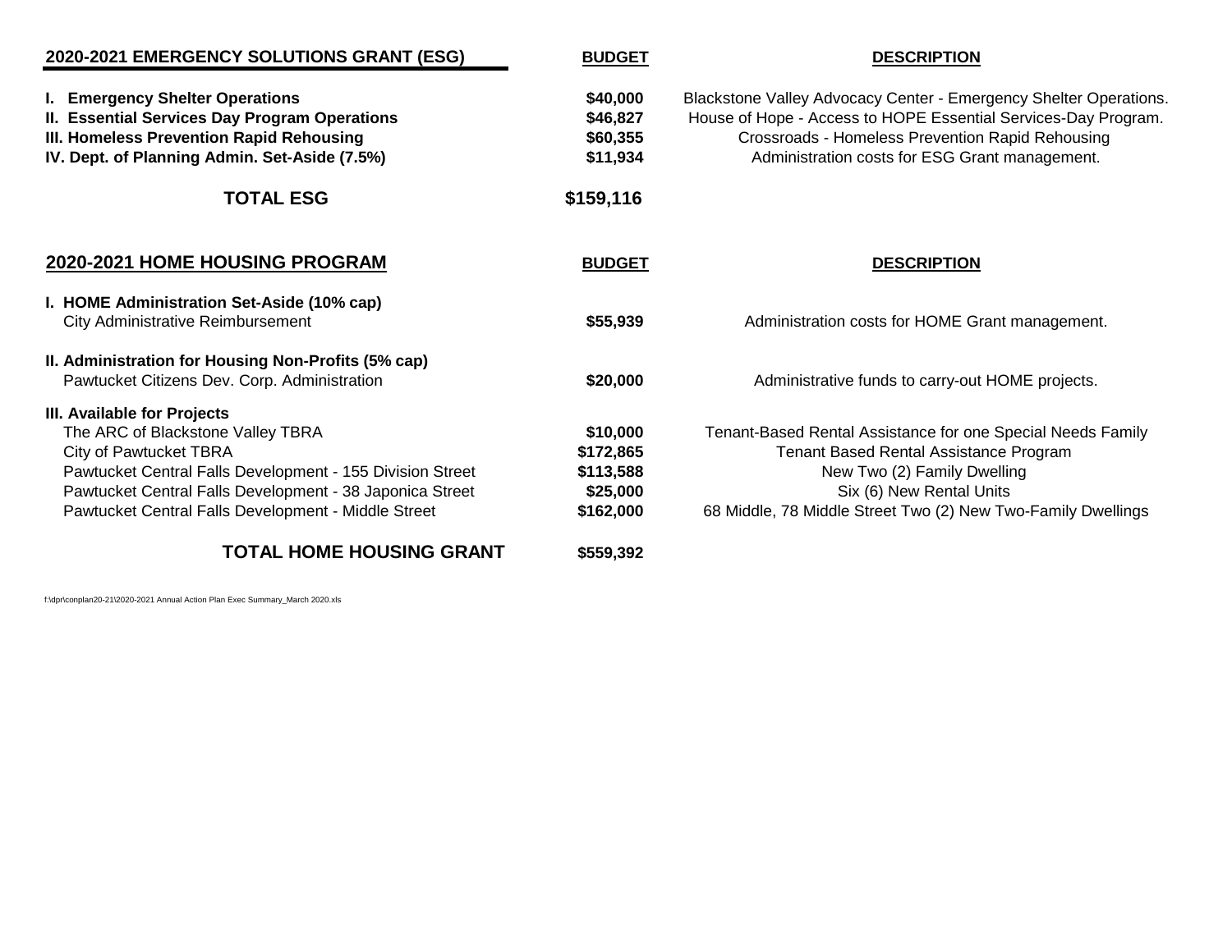| 2020-2021 EMERGENCY SOLUTIONS GRANT (ESG) | BUDGET | DESCRIPTION |
|---|---|---|
| **I. Emergency Shelter Operations** | $40,000 | Blackstone Valley Advocacy Center - Emergency Shelter Operations. |
| **II. Essential Services Day Program Operations** | $46,827 | House of Hope - Access to HOPE Essential Services-Day Program. |
| **III. Homeless Prevention Rapid Rehousing** | $60,355 | Crossroads - Homeless Prevention Rapid Rehousing |
| **IV. Dept. of Planning Admin. Set-Aside (7.5%)** | $11,934 | Administration costs for ESG Grant management. |
| **TOTAL ESG** | **$159,116** | |

| 2020-2021 HOME HOUSING PROGRAM | BUDGET | DESCRIPTION |
|---|---|---|
| **I. HOME Administration Set-Aside (10% cap)** | | |
| City Administrative Reimbursement | $55,939 | Administration costs for HOME Grant management. |
| **II. Administration for Housing Non-Profits (5% cap)** | | |
| Pawtucket Citizens Dev. Corp. Administration | $20,000 | Administrative funds to carry-out HOME projects. |
| **III. Available for Projects** | | |
| The ARC of Blackstone Valley TBRA | $10,000 | Tenant-Based Rental Assistance for one Special Needs Family |
| City of Pawtucket TBRA | $172,865 | Tenant Based Rental Assistance Program |
| Pawtucket Central Falls Development - 155 Division Street | $113,588 | New Two (2) Family Dwelling |
| Pawtucket Central Falls Development - 38 Japonica Street | $25,000 | Six (6) New Rental Units |
| Pawtucket Central Falls Development - Middle Street | $162,000 | 68 Middle, 78 Middle Street Two (2) New Two-Family Dwellings |
| **TOTAL HOME HOUSING GRANT** | **$559,392** | |

f:\dpr\conplan20-21\2020-2021 Annual Action Plan Exec Summary_March 2020.xls